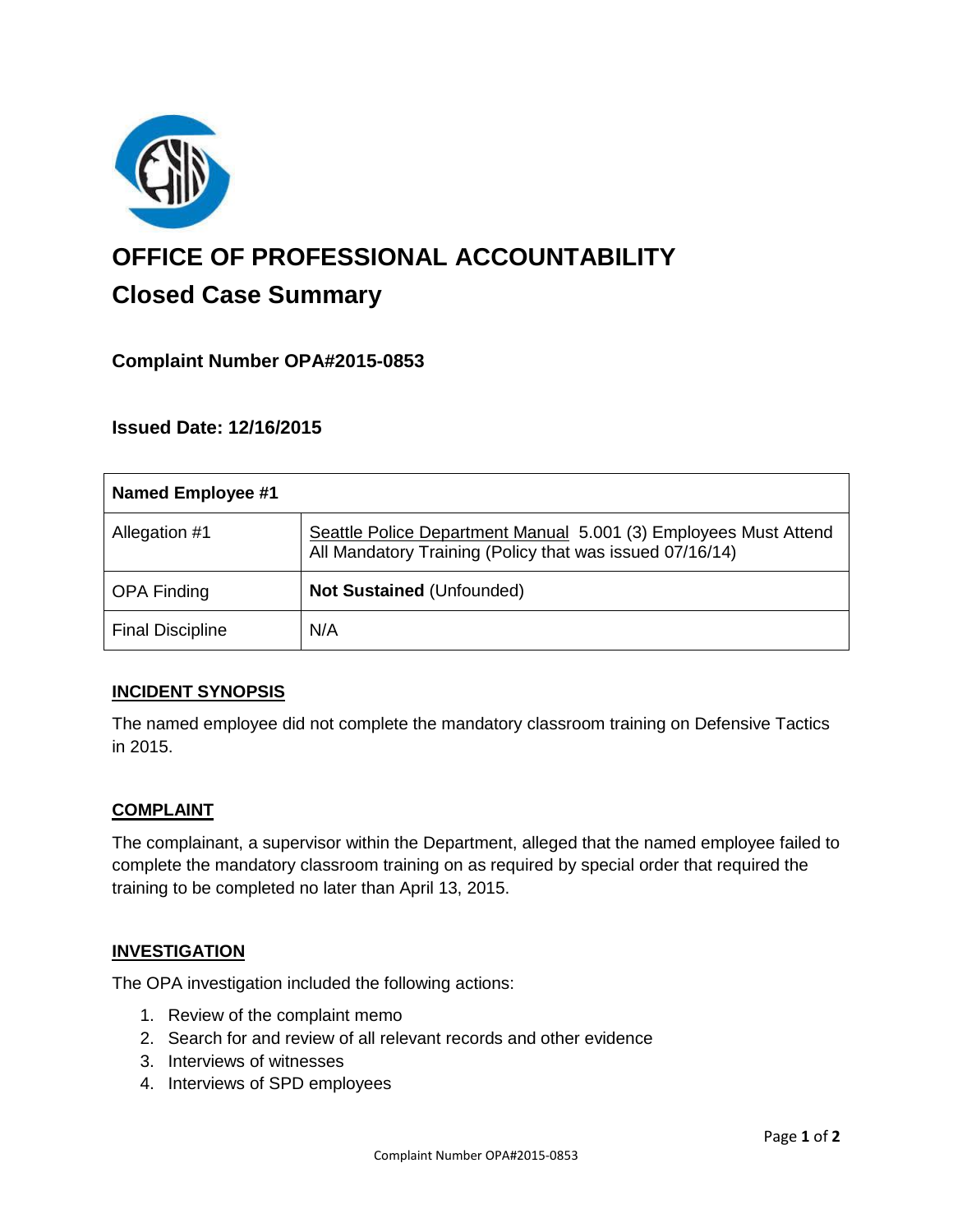# OFFICE OF PROFESSIONAL ACCOUNTABILITY

## Closed Case Summary

### Complaint Number OPA#2015-0853

### Issued Date: 12/16/2015

| Named Employee #1 | |
|---|---|
| Allegation #1 | Seattle Police Department Manual 5.001 (3) Employees Must Attend All Mandatory Training (Policy that was issued 07/16/14) |
| OPA Finding | **Not Sustained** (Unfounded) |
| Final Discipline | N/A |

### INCIDENT SYNOPSIS

The named employee did not complete the mandatory classroom training on Defensive Tactics in 2015.

### COMPLAINT

The complainant, a supervisor within the Department, alleged that the named employee failed to complete the mandatory classroom training on as required by special order that required the training to be completed no later than April 13, 2015.

### INVESTIGATION

The OPA investigation included the following actions:

1. Review of the complaint memo
2. Search for and review of all relevant records and other evidence
3. Interviews of witnesses
4. Interviews of SPD employees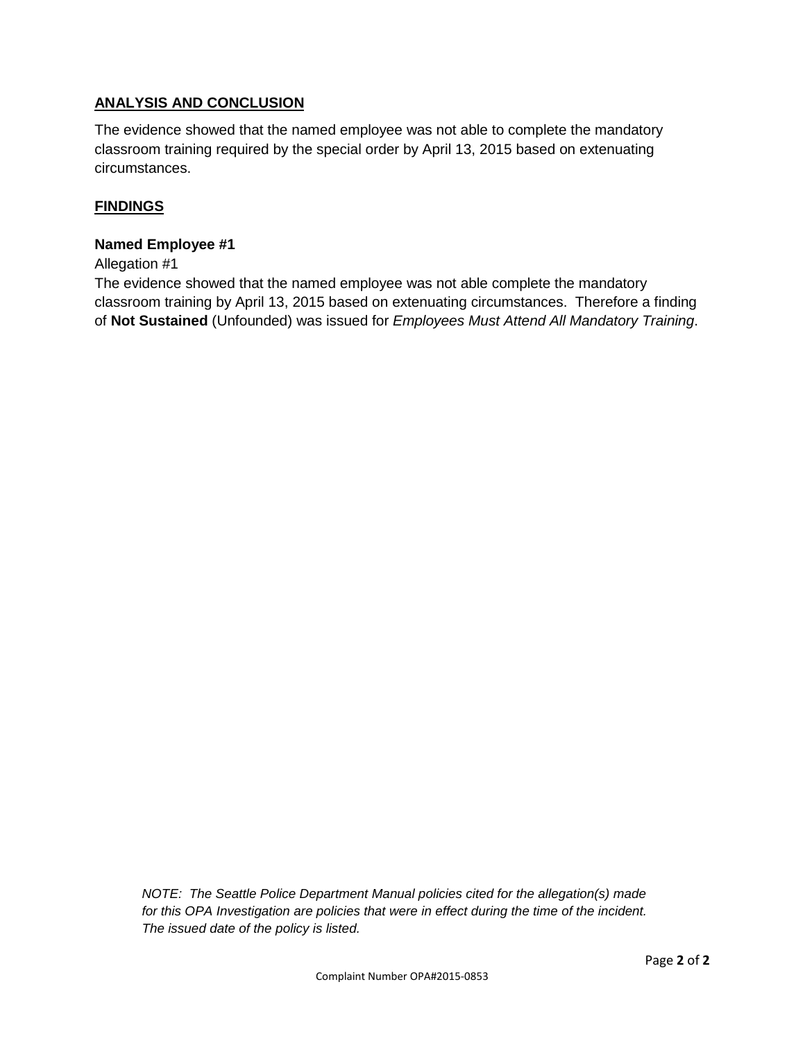## ANALYSIS AND CONCLUSION

The evidence showed that the named employee was not able to complete the mandatory classroom training required by the special order by April 13, 2015 based on extenuating circumstances.

## FINDINGS

**Named Employee #1**

Allegation #1

The evidence showed that the named employee was not able complete the mandatory classroom training by April 13, 2015 based on extenuating circumstances. Therefore a finding of **Not Sustained** (Unfounded) was issued for *Employees Must Attend All Mandatory Training*.

*NOTE: The Seattle Police Department Manual policies cited for the allegation(s) made for this OPA Investigation are policies that were in effect during the time of the incident. The issued date of the policy is listed.*

Complaint Number OPA#2015-0853